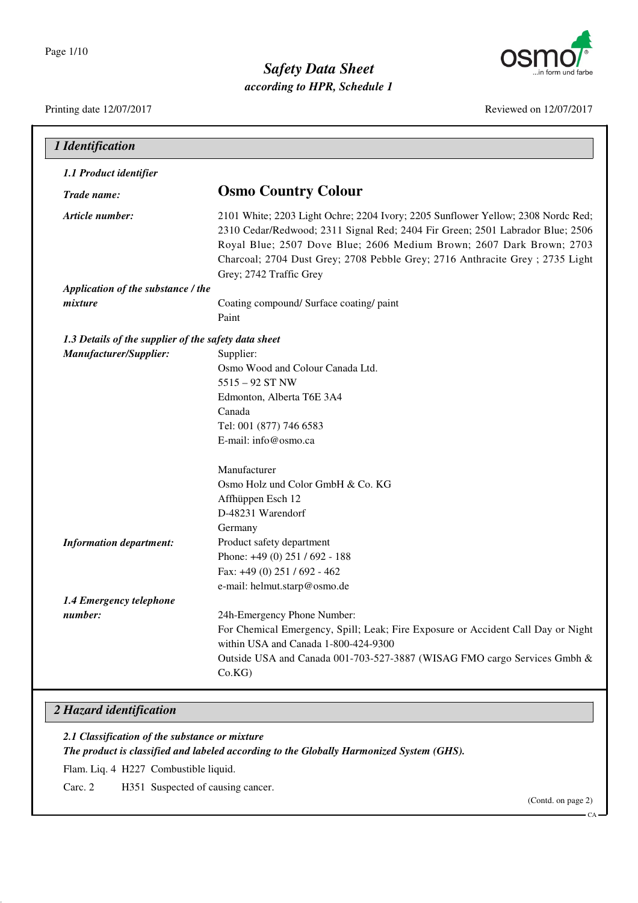# Safety Data Sheet

*according to HPR, Schedule 1*

Printing date 12/07/2017 Reviewed on 12/07/2017

## 1 Identification

### 1.1 Product identifier

**Trade name:** **Osmo Country Colour**

**Article number:** 2101 White; 2203 Light Ochre; 2204 Ivory; 2205 Sunflower Yellow; 2308 Nordc Red; 2310 Cedar/Redwood; 2311 Signal Red; 2404 Fir Green; 2501 Labrador Blue; 2506 Royal Blue; 2507 Dove Blue; 2606 Medium Brown; 2607 Dark Brown; 2703 Charcoal; 2704 Dust Grey; 2708 Pebble Grey; 2716 Anthracite Grey ; 2735 Light Grey; 2742 Traffic Grey

**Application of the substance / the mixture**
Coating compound/ Surface coating/ paint
Paint

### 1.3 Details of the supplier of the safety data sheet

**Manufacturer/Supplier:**
Supplier:
Osmo Wood and Colour Canada Ltd.
5515 – 92 ST NW
Edmonton, Alberta T6E 3A4
Canada
Tel: 001 (877) 746 6583
E-mail: info@osmo.ca

Manufacturer
Osmo Holz und Color GmbH & Co. KG
Affhüppen Esch 12
D-48231 Warendorf
Germany

**Information department:**
Product safety department
Phone: +49 (0) 251 / 692 - 188
Fax: +49 (0) 251 / 692 - 462
e-mail: helmut.starp@osmo.de

### 1.4 Emergency telephone number:

24h-Emergency Phone Number:
For Chemical Emergency, Spill; Leak; Fire Exposure or Accident Call Day or Night within USA and Canada 1-800-424-9300
Outside USA and Canada 001-703-527-3887 (WISAG FMO cargo Services Gmbh & Co.KG)

## 2 Hazard identification

### 2.1 Classification of the substance or mixture

***The product is classified and labeled according to the Globally Harmonized System (GHS).***

Flam. Liq. 4 H227 Combustible liquid.

Carc. 2 H351 Suspected of causing cancer.

(Contd. on page 2)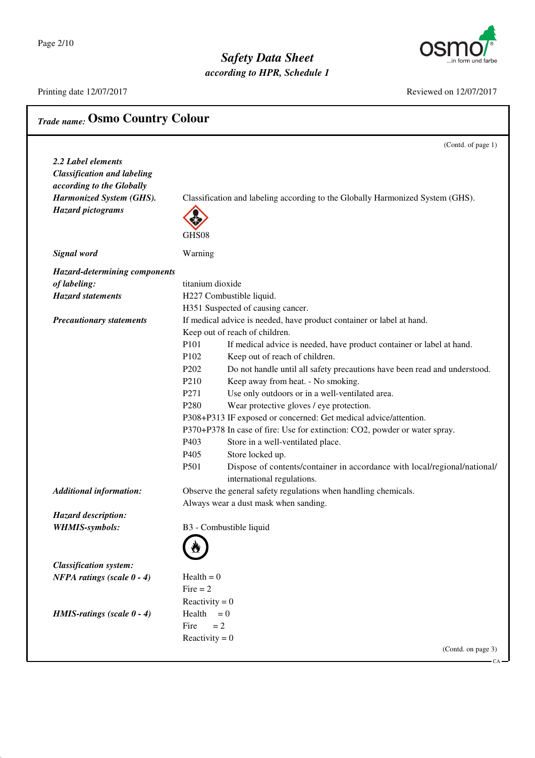## Trade name: Osmo Country Colour

(Contd. of page 1)

**2.2 Label elements**

| | |
|---|---|
| ***Classification and labeling according to the Globally Harmonized System (GHS).*** | Classification and labeling according to the Globally Harmonized System (GHS). |
| ***Hazard pictograms*** | GHS08 |
| ***Signal word*** | Warning |
| ***Hazard-determining components of labeling:*** | titanium dioxide |
| ***Hazard statements*** | H227 Combustible liquid.<br>H351 Suspected of causing cancer. |
| ***Precautionary statements*** | If medical advice is needed, have product container or label at hand.<br>Keep out of reach of children. |

| | |
|---|---|
| P101 | If medical advice is needed, have product container or label at hand. |
| P102 | Keep out of reach of children. |
| P202 | Do not handle until all safety precautions have been read and understood. |
| P210 | Keep away from heat. - No smoking. |
| P271 | Use only outdoors or in a well-ventilated area. |
| P280 | Wear protective gloves / eye protection. |
| P308+P313 | IF exposed or concerned: Get medical advice/attention. |
| P370+P378 | In case of fire: Use for extinction: $CO_2$, powder or water spray. |
| P403 | Store in a well-ventilated place. |
| P405 | Store locked up. |
| P501 | Dispose of contents/container in accordance with local/regional/national/ international regulations. |

***Additional information:*** Observe the general safety regulations when handling chemicals.
Always wear a dust mask when sanding.

***Hazard description:***

***WHMIS-symbols:*** B3 - Combustible liquid

***Classification system:***

***NFPA ratings (scale 0 - 4)***

Health = 0
Fire = 2
Reactivity = 0

***HMIS-ratings (scale 0 - 4)***

Health = 0
Fire = 2
Reactivity = 0

(Contd. on page 3)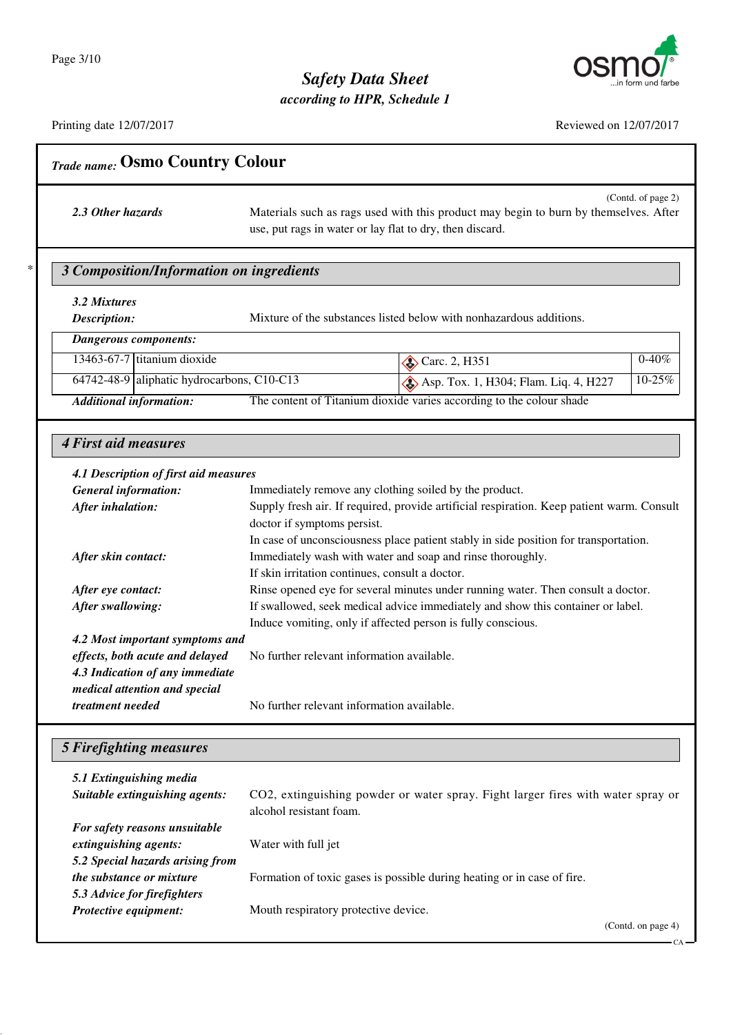## Trade name: Osmo Country Colour

(Contd. of page 2)

***2.3 Other hazards*** Materials such as rags used with this product may begin to burn by themselves. After use, put rags in water or lay flat to dry, then discard.

## 3 Composition/Information on ingredients

***3.2 Mixtures***

***Description:*** Mixture of the substances listed below with nonhazardous additions.

***Dangerous components:***

| CAS | Name | Classification | % |
|---|---|---|---|
| 13463-67-7 | titanium dioxide | Carc. 2, H351 | 0-40% |
| 64742-48-9 | aliphatic hydrocarbons, C10-C13 | Asp. Tox. 1, H304; Flam. Liq. 4, H227 | 10-25% |

***Additional information:*** The content of Titanium dioxide varies according to the colour shade

## 4 First aid measures

***4.1 Description of first aid measures***

***General information:*** Immediately remove any clothing soiled by the product.

***After inhalation:*** Supply fresh air. If required, provide artificial respiration. Keep patient warm. Consult doctor if symptoms persist.
In case of unconsciousness place patient stably in side position for transportation.

***After skin contact:*** Immediately wash with water and soap and rinse thoroughly.
If skin irritation continues, consult a doctor.

***After eye contact:*** Rinse opened eye for several minutes under running water. Then consult a doctor.

***After swallowing:*** If swallowed, seek medical advice immediately and show this container or label.
Induce vomiting, only if affected person is fully conscious.

***4.2 Most important symptoms and effects, both acute and delayed*** No further relevant information available.

***4.3 Indication of any immediate medical attention and special treatment needed*** No further relevant information available.

## 5 Firefighting measures

***5.1 Extinguishing media***

***Suitable extinguishing agents:*** $CO_2$, extinguishing powder or water spray. Fight larger fires with water spray or alcohol resistant foam.

***For safety reasons unsuitable extinguishing agents:*** Water with full jet

***5.2 Special hazards arising from the substance or mixture*** Formation of toxic gases is possible during heating or in case of fire.

***5.3 Advice for firefighters***

***Protective equipment:*** Mouth respiratory protective device.

(Contd. on page 4)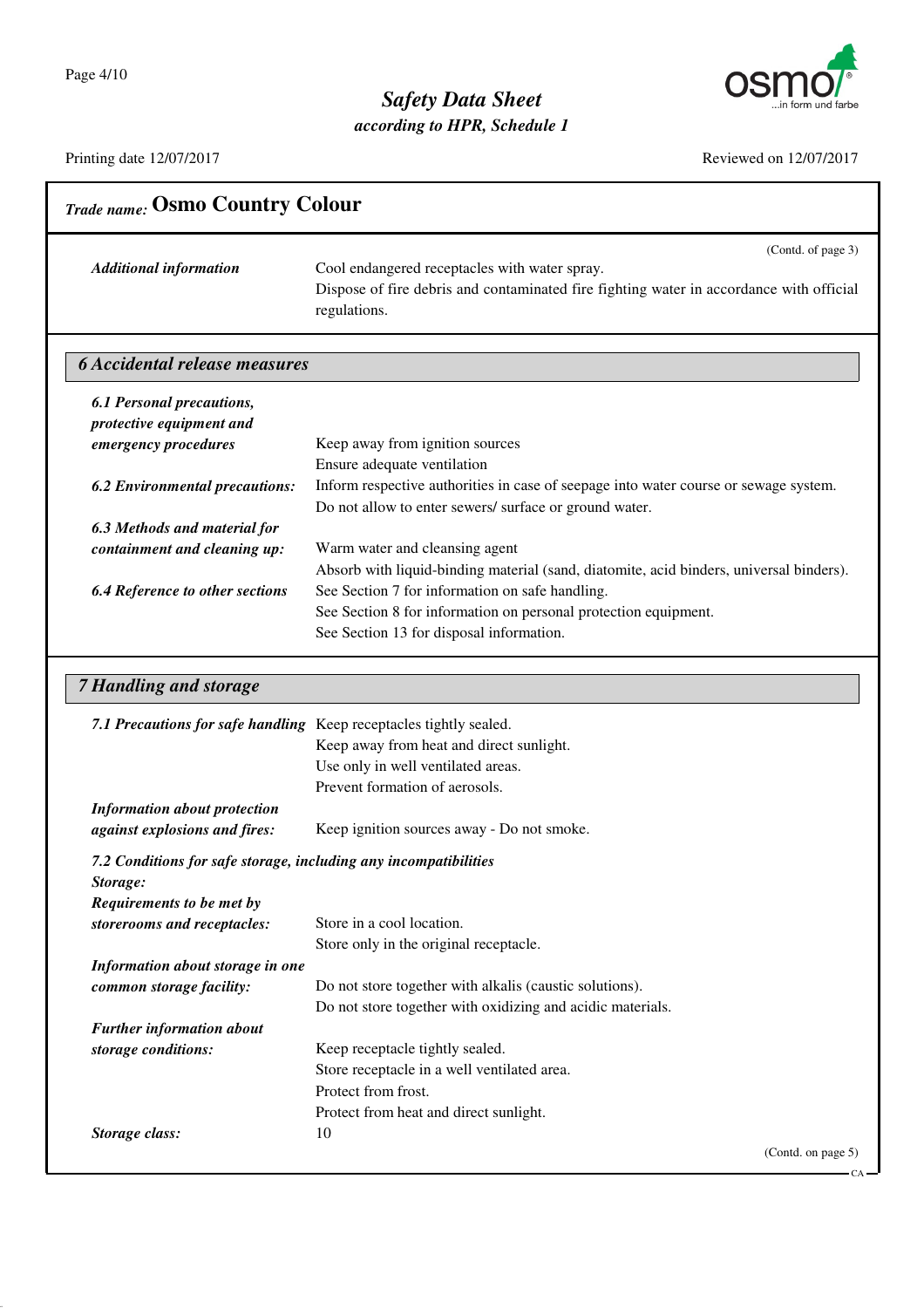**Trade name: Osmo Country Colour**

(Contd. of page 3)

| | |
|---|---|
| ***Additional information*** | Cool endangered receptacles with water spray.<br>Dispose of fire debris and contaminated fire fighting water in accordance with official regulations. |

## 6 Accidental release measures

| | |
|---|---|
| ***6.1 Personal precautions, protective equipment and emergency procedures*** | Keep away from ignition sources<br>Ensure adequate ventilation |
| ***6.2 Environmental precautions:*** | Inform respective authorities in case of seepage into water course or sewage system.<br>Do not allow to enter sewers/ surface or ground water. |
| ***6.3 Methods and material for containment and cleaning up:*** | Warm water and cleansing agent<br>Absorb with liquid-binding material (sand, diatomite, acid binders, universal binders). |
| ***6.4 Reference to other sections*** | See Section 7 for information on safe handling.<br>See Section 8 for information on personal protection equipment.<br>See Section 13 for disposal information. |

## 7 Handling and storage

| | |
|---|---|
| ***7.1 Precautions for safe handling*** | Keep receptacles tightly sealed.<br>Keep away from heat and direct sunlight.<br>Use only in well ventilated areas.<br>Prevent formation of aerosols. |
| ***Information about protection against explosions and fires:*** | Keep ignition sources away - Do not smoke. |

***7.2 Conditions for safe storage, including any incompatibilities***

***Storage:***

| | |
|---|---|
| ***Requirements to be met by storerooms and receptacles:*** | Store in a cool location.<br>Store only in the original receptacle. |
| ***Information about storage in one common storage facility:*** | Do not store together with alkalis (caustic solutions).<br>Do not store together with oxidizing and acidic materials. |
| ***Further information about storage conditions:*** | Keep receptacle tightly sealed.<br>Store receptacle in a well ventilated area.<br>Protect from frost.<br>Protect from heat and direct sunlight. |
| ***Storage class:*** | 10 |

(Contd. on page 5)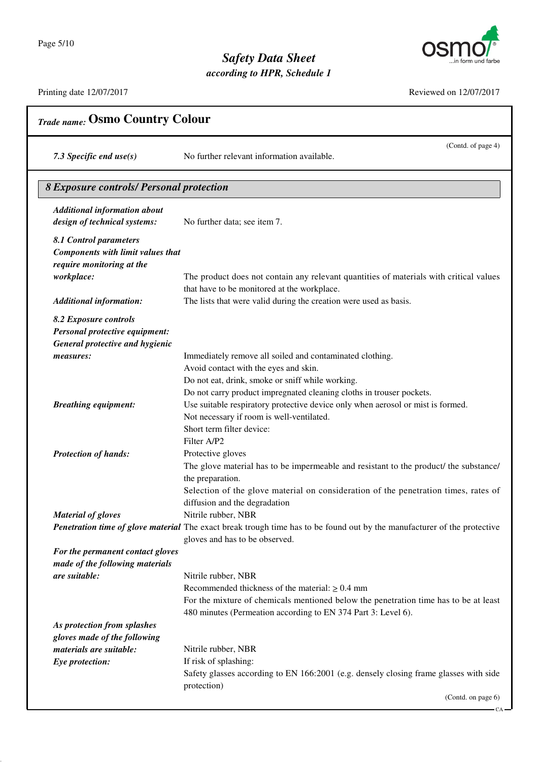## Trade name: Osmo Country Colour

(Contd. of page 4)

| | |
|---|---|
| ***7.3 Specific end use(s)*** | No further relevant information available. |

## *8 Exposure controls/ Personal protection*

| | |
|---|---|
| ***Additional information about design of technical systems:*** | No further data; see item 7. |
| ***8.1 Control parameters*** | |
| ***Components with limit values that require monitoring at the workplace:*** | The product does not contain any relevant quantities of materials with critical values that have to be monitored at the workplace. |
| ***Additional information:*** | The lists that were valid during the creation were used as basis. |
| ***8.2 Exposure controls*** | |
| ***Personal protective equipment:*** | |
| ***General protective and hygienic measures:*** | Immediately remove all soiled and contaminated clothing.<br>Avoid contact with the eyes and skin.<br>Do not eat, drink, smoke or sniff while working.<br>Do not carry product impregnated cleaning cloths in trouser pockets. |
| ***Breathing equipment:*** | Use suitable respiratory protective device only when aerosol or mist is formed.<br>Not necessary if room is well-ventilated.<br>Short term filter device:<br>Filter A/P2 |
| ***Protection of hands:*** | Protective gloves<br>The glove material has to be impermeable and resistant to the product/ the substance/ the preparation.<br>Selection of the glove material on consideration of the penetration times, rates of diffusion and the degradation |
| ***Material of gloves*** | Nitrile rubber, NBR |
| ***Penetration time of glove material*** | The exact break trough time has to be found out by the manufacturer of the protective gloves and has to be observed. |
| ***For the permanent contact gloves made of the following materials are suitable:*** | Nitrile rubber, NBR<br>Recommended thickness of the material: ≥ 0.4 mm<br>For the mixture of chemicals mentioned below the penetration time has to be at least 480 minutes (Permeation according to EN 374 Part 3: Level 6). |
| ***As protection from splashes gloves made of the following materials are suitable:*** | Nitrile rubber, NBR |
| ***Eye protection:*** | If risk of splashing:<br>Safety glasses according to EN 166:2001 (e.g. densely closing frame glasses with side protection) |

(Contd. on page 6)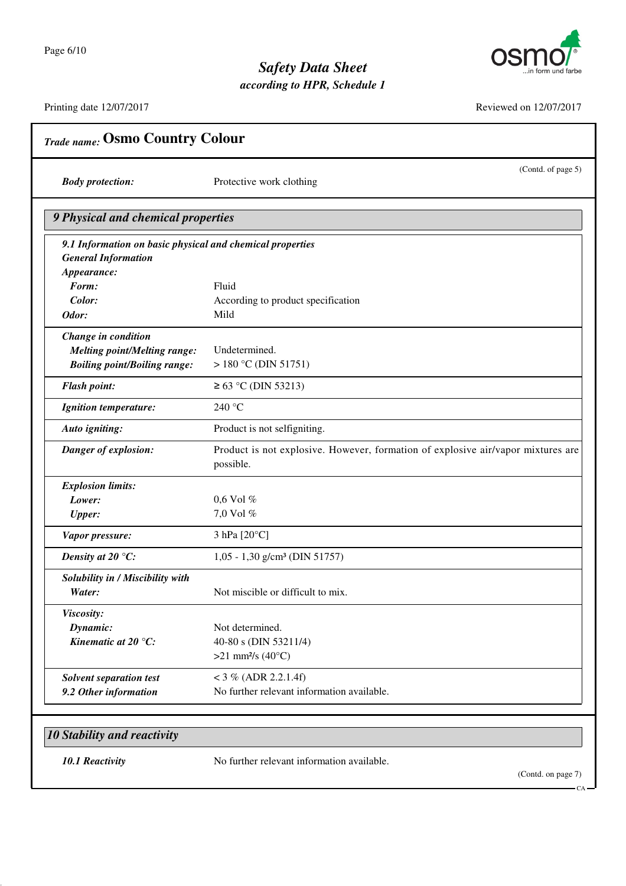# Safety Data Sheet

*according to HPR, Schedule 1*

Printing date 12/07/2017 Reviewed on 12/07/2017

*Trade name:* **Osmo Country Colour**

(Contd. of page 5)

| | |
|---|---|
| ***Body protection:*** | Protective work clothing |

## *9 Physical and chemical properties*

| | |
|---|---|
| ***9.1 Information on basic physical and chemical properties*** | |
| ***General Information*** | |
| ***Appearance:*** | |
| ***Form:*** | Fluid |
| ***Color:*** | According to product specification |
| ***Odor:*** | Mild |
| ***Change in condition*** | |
| ***Melting point/Melting range:*** | Undetermined. |
| ***Boiling point/Boiling range:*** | > 180 °C (DIN 51751) |
| ***Flash point:*** | ≥ 63 °C (DIN 53213) |
| ***Ignition temperature:*** | 240 °C |
| ***Auto igniting:*** | Product is not selfigniting. |
| ***Danger of explosion:*** | Product is not explosive. However, formation of explosive air/vapor mixtures are possible. |
| ***Explosion limits:*** | |
| ***Lower:*** | 0,6 Vol % |
| ***Upper:*** | 7,0 Vol % |
| ***Vapor pressure:*** | 3 hPa [20°C] |
| ***Density at 20 °C:*** | 1,05 - 1,30 g/cm³ (DIN 51757) |
| ***Solubility in / Miscibility with*** | |
| ***Water:*** | Not miscible or difficult to mix. |
| ***Viscosity:*** | |
| ***Dynamic:*** | Not determined. |
| ***Kinematic at 20 °C:*** | 40-80 s (DIN 53211/4) |
| | >21 mm²/s (40°C) |
| ***Solvent separation test*** | < 3 % (ADR 2.2.1.4f) |
| ***9.2 Other information*** | No further relevant information available. |

## *10 Stability and reactivity*

| | |
|---|---|
| ***10.1 Reactivity*** | No further relevant information available. |

(Contd. on page 7)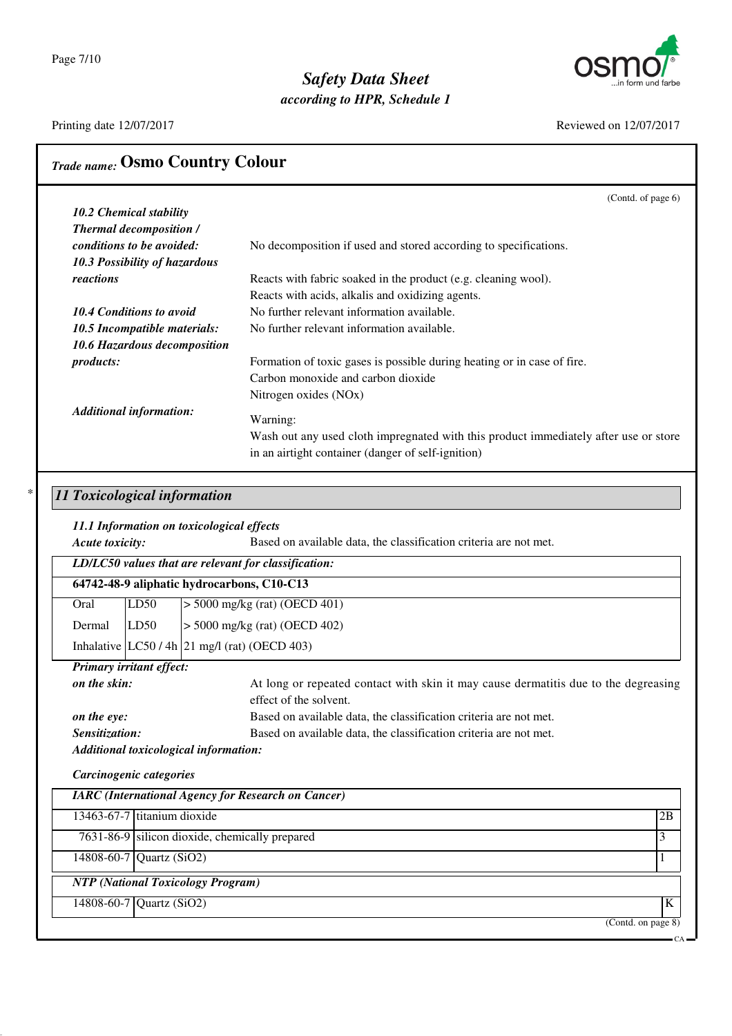## Trade name: Osmo Country Colour

(Contd. of page 6)

***10.2 Chemical stability***

***Thermal decomposition / conditions to be avoided:*** No decomposition if used and stored according to specifications.

***10.3 Possibility of hazardous reactions*** Reacts with fabric soaked in the product (e.g. cleaning wool).
Reacts with acids, alkalis and oxidizing agents.

***10.4 Conditions to avoid*** No further relevant information available.

***10.5 Incompatible materials:*** No further relevant information available.

***10.6 Hazardous decomposition products:*** Formation of toxic gases is possible during heating or in case of fire.
Carbon monoxide and carbon dioxide
Nitrogen oxides (NOx)

***Additional information:*** Warning:
Wash out any used cloth impregnated with this product immediately after use or store in an airtight container (danger of self-ignition)

## * 11 Toxicological information

***11.1 Information on toxicological effects***

***Acute toxicity:*** Based on available data, the classification criteria are not met.

| ***LD/LC50 values that are relevant for classification:*** | | |
|---|---|---|
| **64742-48-9 aliphatic hydrocarbons, C10-C13** | | |
| Oral | LD50 | > 5000 mg/kg (rat) (OECD 401) |
| Dermal | LD50 | > 5000 mg/kg (rat) (OECD 402) |
| Inhalative | LC50 / 4h | 21 mg/l (rat) (OECD 403) |

***Primary irritant effect:***

***on the skin:*** At long or repeated contact with skin it may cause dermatitis due to the degreasing effect of the solvent.

***on the eye:*** Based on available data, the classification criteria are not met.

***Sensitization:*** Based on available data, the classification criteria are not met.

***Additional toxicological information:***

***Carcinogenic categories***

| ***IARC (International Agency for Research on Cancer)*** | | |
|---|---|---|
| 13463-67-7 | titanium dioxide | 2B |
| 7631-86-9 | silicon dioxide, chemically prepared | 3 |
| 14808-60-7 | Quartz ($SiO_2$) | 1 |

| ***NTP (National Toxicology Program)*** | | |
|---|---|---|
| 14808-60-7 | Quartz ($SiO_2$) | K |

(Contd. on page 8)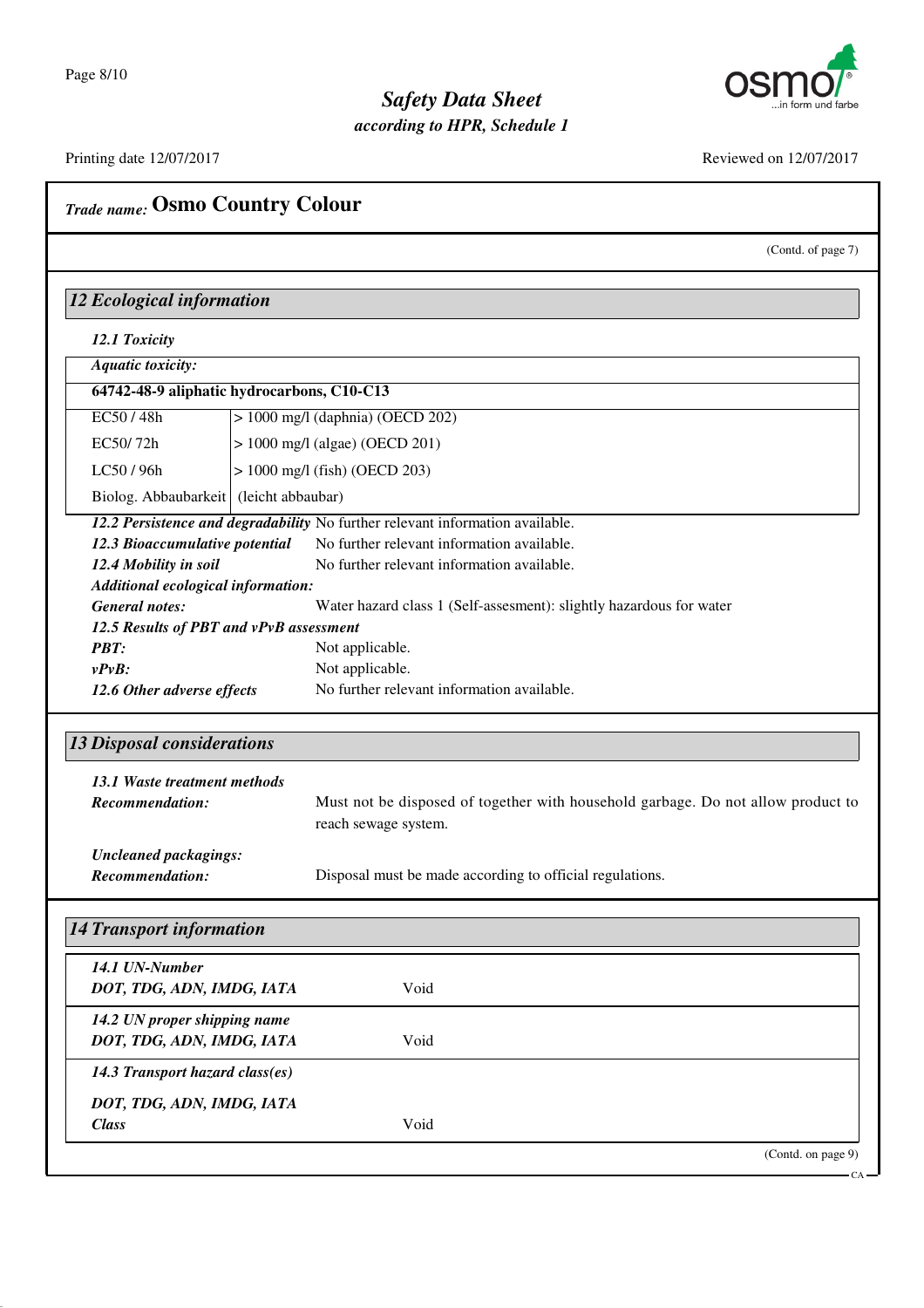## Trade name: Osmo Country Colour

(Contd. of page 7)

### 12 Ecological information

***12.1 Toxicity***

***Aquatic toxicity:***

| **64742-48-9 aliphatic hydrocarbons, C10-C13** | |
|---|---|
| EC50 / 48h | > 1000 mg/l (daphnia) (OECD 202) |
| EC50/ 72h | > 1000 mg/l (algae) (OECD 201) |
| LC50 / 96h | > 1000 mg/l (fish) (OECD 203) |
| Biolog. Abbaubarkeit | (leicht abbaubar) |

***12.2 Persistence and degradability*** No further relevant information available.

***12.3 Bioaccumulative potential*** No further relevant information available.

***12.4 Mobility in soil*** No further relevant information available.

***Additional ecological information:***

***General notes:*** Water hazard class 1 (Self-assesment): slightly hazardous for water

***12.5 Results of PBT and vPvB assessment***

***PBT:*** Not applicable.

***vPvB:*** Not applicable.

***12.6 Other adverse effects*** No further relevant information available.

### 13 Disposal considerations

***13.1 Waste treatment methods***

***Recommendation:*** Must not be disposed of together with household garbage. Do not allow product to reach sewage system.

***Uncleaned packagings:***

***Recommendation:*** Disposal must be made according to official regulations.

### 14 Transport information

| | |
|---|---|
| ***14.1 UN-Number*** | |
| ***DOT, TDG, ADN, IMDG, IATA*** | Void |
| ***14.2 UN proper shipping name*** | |
| ***DOT, TDG, ADN, IMDG, IATA*** | Void |
| ***14.3 Transport hazard class(es)*** | |
| ***DOT, TDG, ADN, IMDG, IATA*** | |
| ***Class*** | Void |

(Contd. on page 9)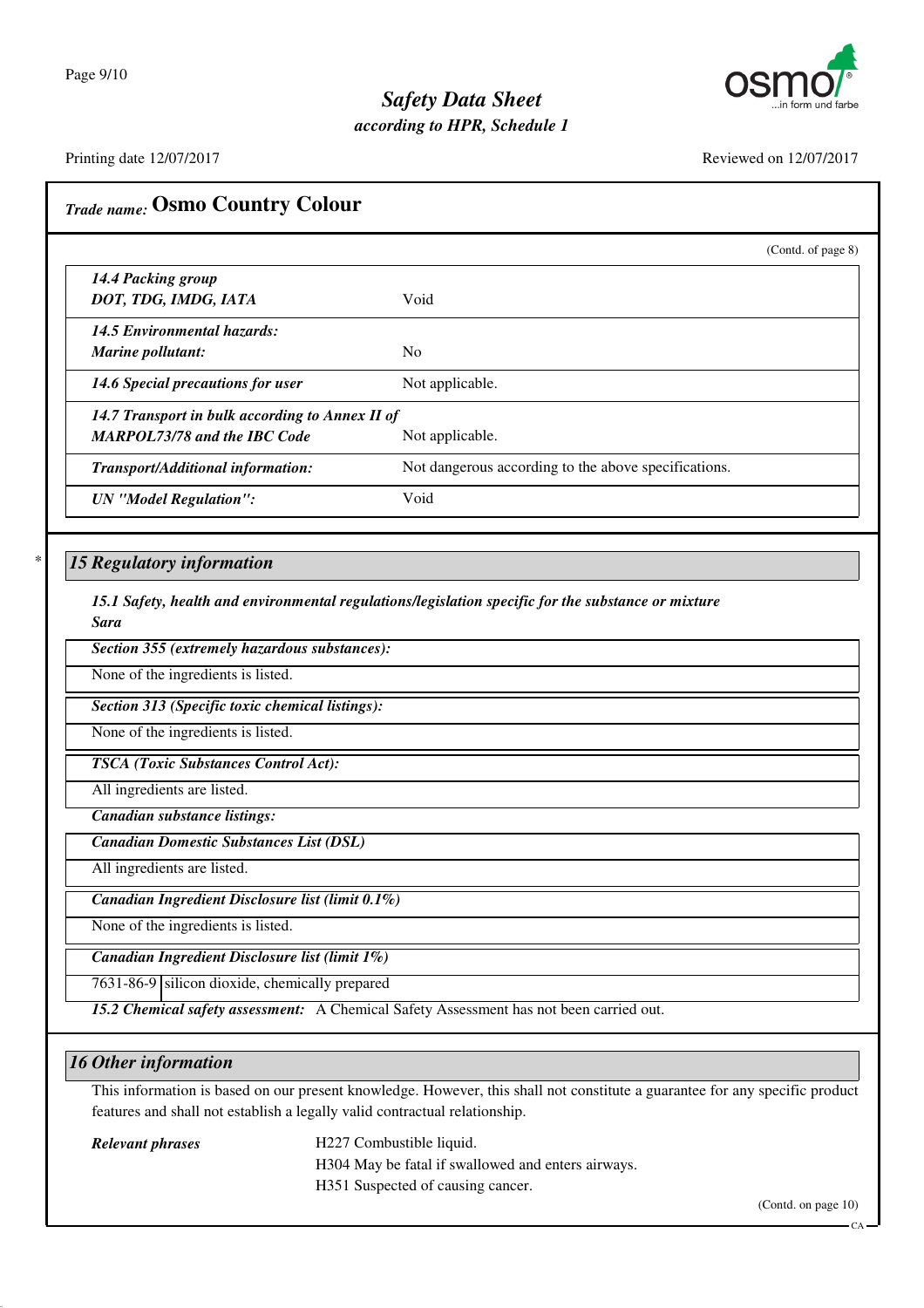## Trade name: Osmo Country Colour

(Contd. of page 8)

| | |
|---|---|
| ***14.4 Packing group*** ***DOT, TDG, IMDG, IATA*** | Void |
| ***14.5 Environmental hazards:*** ***Marine pollutant:*** | No |
| ***14.6 Special precautions for user*** | Not applicable. |
| ***14.7 Transport in bulk according to Annex II of MARPOL73/78 and the IBC Code*** | Not applicable. |
| ***Transport/Additional information:*** | Not dangerous according to the above specifications. |
| ***UN "Model Regulation":*** | Void |

## * 15 Regulatory information

***15.1 Safety, health and environmental regulations/legislation specific for the substance or mixture***

***Sara***

***Section 355 (extremely hazardous substances):***

None of the ingredients is listed.

***Section 313 (Specific toxic chemical listings):***

None of the ingredients is listed.

***TSCA (Toxic Substances Control Act):***

All ingredients are listed.

***Canadian substance listings:***

***Canadian Domestic Substances List (DSL)***

All ingredients are listed.

***Canadian Ingredient Disclosure list (limit 0.1%)***

None of the ingredients is listed.

***Canadian Ingredient Disclosure list (limit 1%)***

| | |
|---|---|
| 7631-86-9 | silicon dioxide, chemically prepared |

***15.2 Chemical safety assessment:*** A Chemical Safety Assessment has not been carried out.

## 16 Other information

This information is based on our present knowledge. However, this shall not constitute a guarantee for any specific product features and shall not establish a legally valid contractual relationship.

***Relevant phrases***

H227 Combustible liquid.

H304 May be fatal if swallowed and enters airways.

H351 Suspected of causing cancer.

(Contd. on page 10)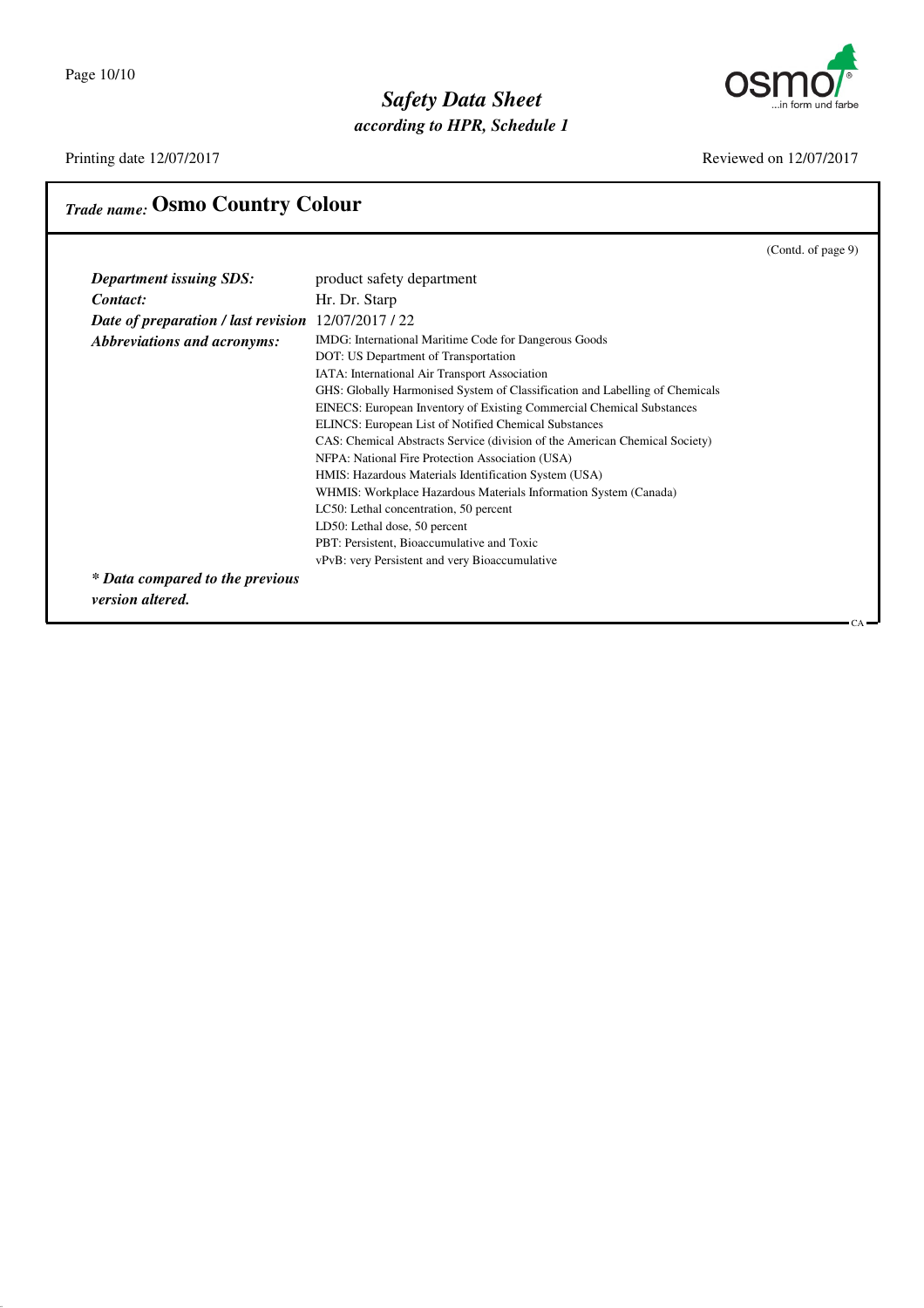## *Trade name:* Osmo Country Colour

(Contd. of page 9)

***Department issuing SDS:*** product safety department

***Contact:*** Hr. Dr. Starp

***Date of preparation / last revision*** 12/07/2017 / 22

***Abbreviations and acronyms:***

IMDG: International Maritime Code for Dangerous Goods
DOT: US Department of Transportation
IATA: International Air Transport Association
GHS: Globally Harmonised System of Classification and Labelling of Chemicals
EINECS: European Inventory of Existing Commercial Chemical Substances
ELINCS: European List of Notified Chemical Substances
CAS: Chemical Abstracts Service (division of the American Chemical Society)
NFPA: National Fire Protection Association (USA)
HMIS: Hazardous Materials Identification System (USA)
WHMIS: Workplace Hazardous Materials Information System (Canada)
LC50: Lethal concentration, 50 percent
LD50: Lethal dose, 50 percent
PBT: Persistent, Bioaccumulative and Toxic
vPvB: very Persistent and very Bioaccumulative

***\* Data compared to the previous version altered.***

CA